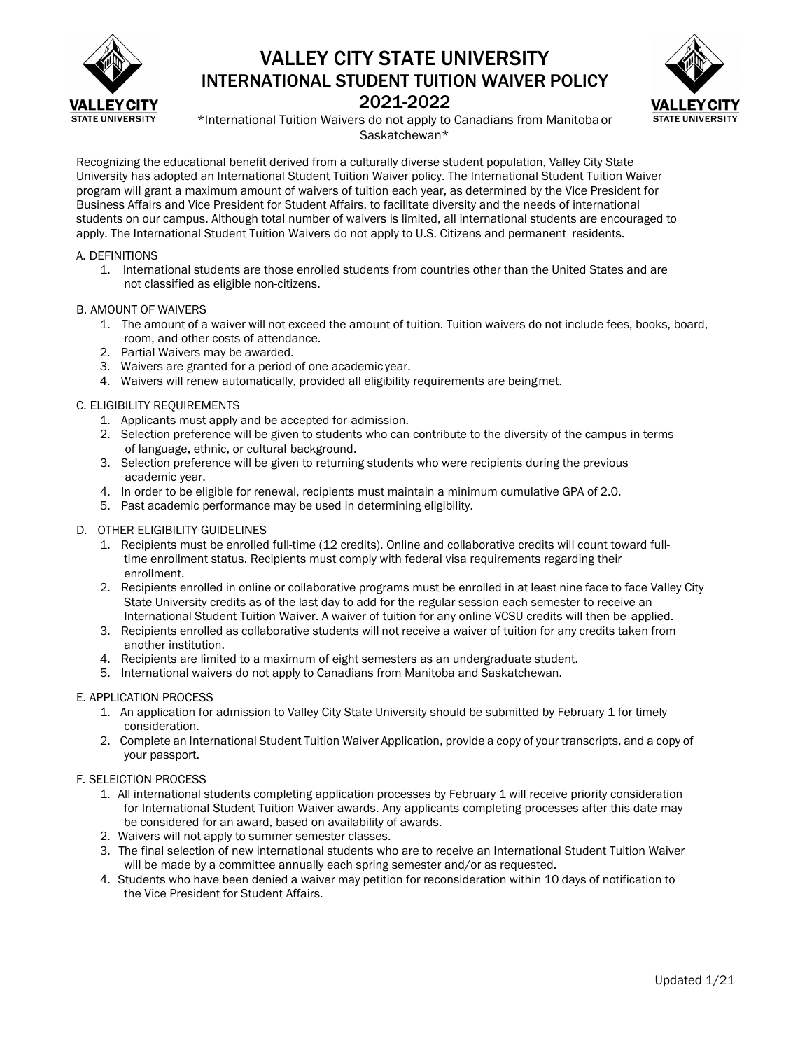# VALLEY CITY STATE UNIVERSITY
## INTERNATIONAL STUDENT TUITION WAIVER POLICY
## 2021-2022

*International Tuition Waivers do not apply to Canadians from Manitoba or Saskatchewan*

Recognizing the educational benefit derived from a culturally diverse student population, Valley City State University has adopted an International Student Tuition Waiver policy. The International Student Tuition Waiver program will grant a maximum amount of waivers of tuition each year, as determined by the Vice President for Business Affairs and Vice President for Student Affairs, to facilitate diversity and the needs of international students on our campus. Although total number of waivers is limited, all international students are encouraged to apply. The International Student Tuition Waivers do not apply to U.S. Citizens and permanent residents.

A. DEFINITIONS

1. International students are those enrolled students from countries other than the United States and are not classified as eligible non-citizens.

B. AMOUNT OF WAIVERS

1. The amount of a waiver will not exceed the amount of tuition. Tuition waivers do not include fees, books, board, room, and other costs of attendance.
2. Partial Waivers may be awarded.
3. Waivers are granted for a period of one academic year.
4. Waivers will renew automatically, provided all eligibility requirements are being met.

C. ELIGIBILITY REQUIREMENTS

1. Applicants must apply and be accepted for admission.
2. Selection preference will be given to students who can contribute to the diversity of the campus in terms of language, ethnic, or cultural background.
3. Selection preference will be given to returning students who were recipients during the previous academic year.
4. In order to be eligible for renewal, recipients must maintain a minimum cumulative GPA of 2.0.
5. Past academic performance may be used in determining eligibility.

D. OTHER ELIGIBILITY GUIDELINES

1. Recipients must be enrolled full-time (12 credits). Online and collaborative credits will count toward full-time enrollment status. Recipients must comply with federal visa requirements regarding their enrollment.
2. Recipients enrolled in online or collaborative programs must be enrolled in at least nine face to face Valley City State University credits as of the last day to add for the regular session each semester to receive an International Student Tuition Waiver. A waiver of tuition for any online VCSU credits will then be applied.
3. Recipients enrolled as collaborative students will not receive a waiver of tuition for any credits taken from another institution.
4. Recipients are limited to a maximum of eight semesters as an undergraduate student.
5. International waivers do not apply to Canadians from Manitoba and Saskatchewan.

E. APPLICATION PROCESS

1. An application for admission to Valley City State University should be submitted by February 1 for timely consideration.
2. Complete an International Student Tuition Waiver Application, provide a copy of your transcripts, and a copy of your passport.

F. SELEICTION PROCESS

1. All international students completing application processes by February 1 will receive priority consideration for International Student Tuition Waiver awards. Any applicants completing processes after this date may be considered for an award, based on availability of awards.
2. Waivers will not apply to summer semester classes.
3. The final selection of new international students who are to receive an International Student Tuition Waiver will be made by a committee annually each spring semester and/or as requested.
4. Students who have been denied a waiver may petition for reconsideration within 10 days of notification to the Vice President for Student Affairs.

Updated 1/21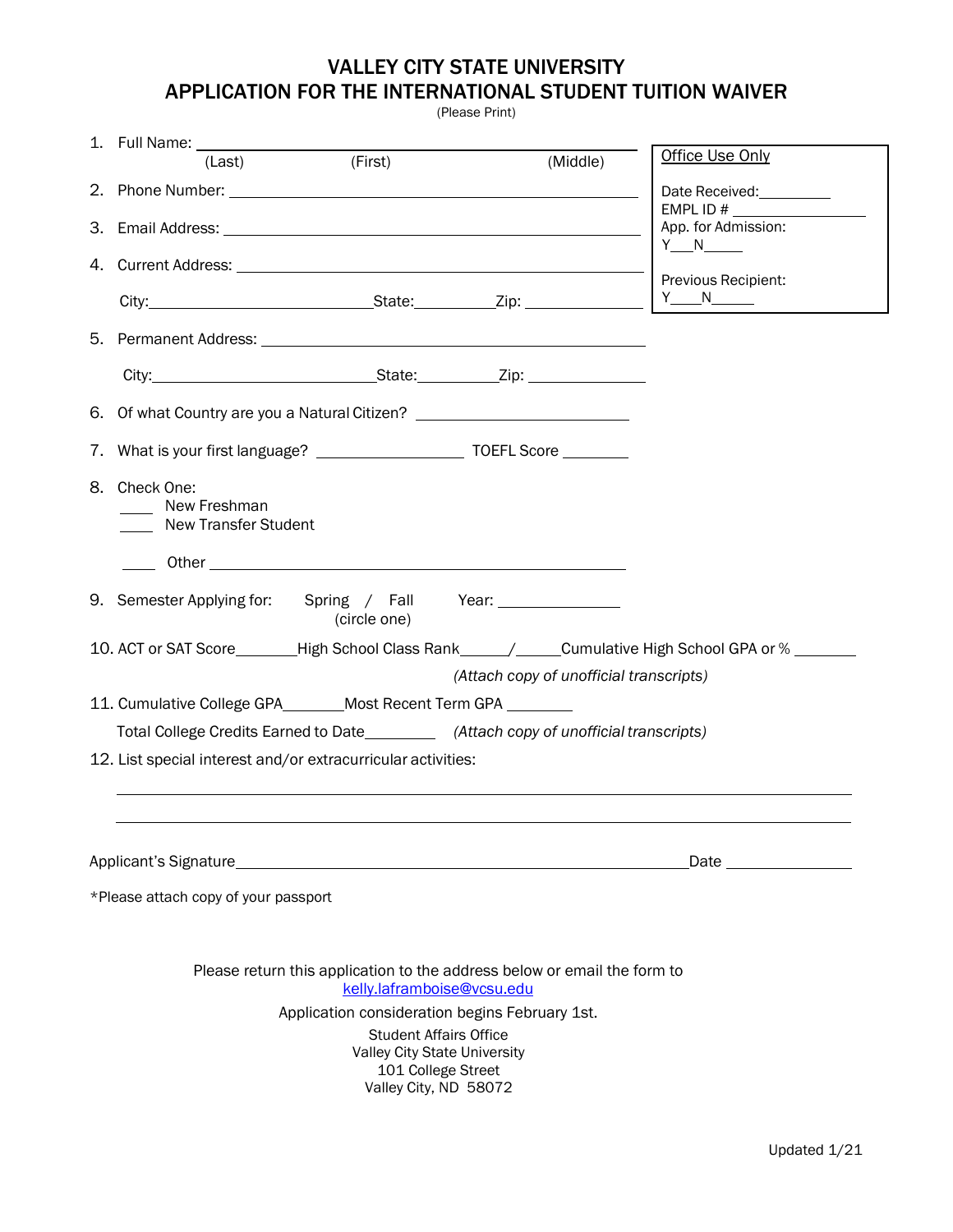# VALLEY CITY STATE UNIVERSITY
# APPLICATION FOR THE INTERNATIONAL STUDENT TUITION WAIVER

(Please Print)

1. Full Name: ____________________________________________
   (Last) (First) (Middle)
2. Phone Number: ____________________________________________
3. Email Address: ____________________________________________
4. Current Address: ____________________________________________
   City: ____________________ State: __________ Zip: __________
5. Permanent Address: ____________________________________________
   City: ____________________ State: __________ Zip: __________
6. Of what Country are you a Natural Citizen? ____________________
7. What is your first language? ______________ TOEFL Score ________
8. Check One:
   ____ New Freshman
   ____ New Transfer Student
   ____ Other ____________________________________________
9. Semester Applying for: Spring / Fall (circle one) Year: ____________
10. ACT or SAT Score_______ High School Class Rank_____/_____ Cumulative High School GPA or % _______
    *(Attach copy of unofficial transcripts)*
11. Cumulative College GPA_______ Most Recent Term GPA _______
    Total College Credits Earned to Date________ *(Attach copy of unofficial transcripts)*
12. List special interest and/or extracurricular activities:
    ____________________________________________
    ____________________________________________

**Office Use Only**

Date Received: ________
EMPL ID # ________
App. for Admission:
Y___N_____

Previous Recipient:
Y____N______

Applicant's Signature ____________________________________________ Date ______________

*Please attach copy of your passport

Please return this application to the address below or email the form to
kelly.laframboise@vcsu.edu

Application consideration begins February 1st.

Student Affairs Office
Valley City State University
101 College Street
Valley City, ND 58072

Updated 1/21